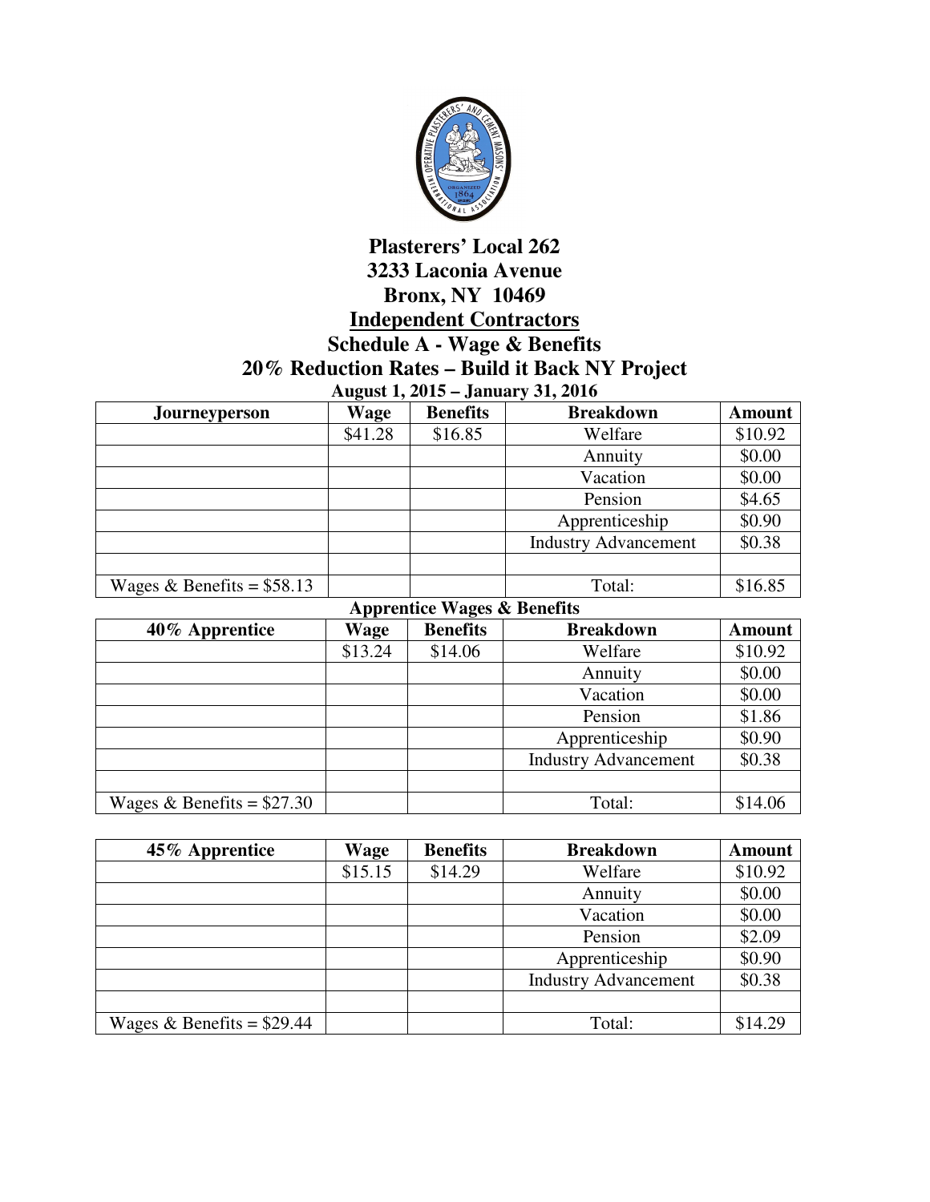# Plasterers' Local 262

**3233 Laconia Avenue**

**Bronx, NY 10469**

**<u>Independent Contractors</u>**

## Schedule A - Wage & Benefits

## 20% Reduction Rates – Build it Back NY Project

**August 1, 2015 – January 31, 2016**

| Journeyperson | Wage | Benefits | Breakdown | Amount |
|---|---|---|---|---|
| | $41.28 | $16.85 | Welfare | $10.92 |
| | | | Annuity | $0.00 |
| | | | Vacation | $0.00 |
| | | | Pension | $4.65 |
| | | | Apprenticeship | $0.90 |
| | | | Industry Advancement | $0.38 |
| | | | | |
| Wages & Benefits = $58.13 | | | Total: | $16.85 |

**Apprentice Wages & Benefits**

| 40% Apprentice | Wage | Benefits | Breakdown | Amount |
|---|---|---|---|---|
| | $13.24 | $14.06 | Welfare | $10.92 |
| | | | Annuity | $0.00 |
| | | | Vacation | $0.00 |
| | | | Pension | $1.86 |
| | | | Apprenticeship | $0.90 |
| | | | Industry Advancement | $0.38 |
| | | | | |
| Wages & Benefits = $27.30 | | | Total: | $14.06 |

| 45% Apprentice | Wage | Benefits | Breakdown | Amount |
|---|---|---|---|---|
| | $15.15 | $14.29 | Welfare | $10.92 |
| | | | Annuity | $0.00 |
| | | | Vacation | $0.00 |
| | | | Pension | $2.09 |
| | | | Apprenticeship | $0.90 |
| | | | Industry Advancement | $0.38 |
| | | | | |
| Wages & Benefits = $29.44 | | | Total: | $14.29 |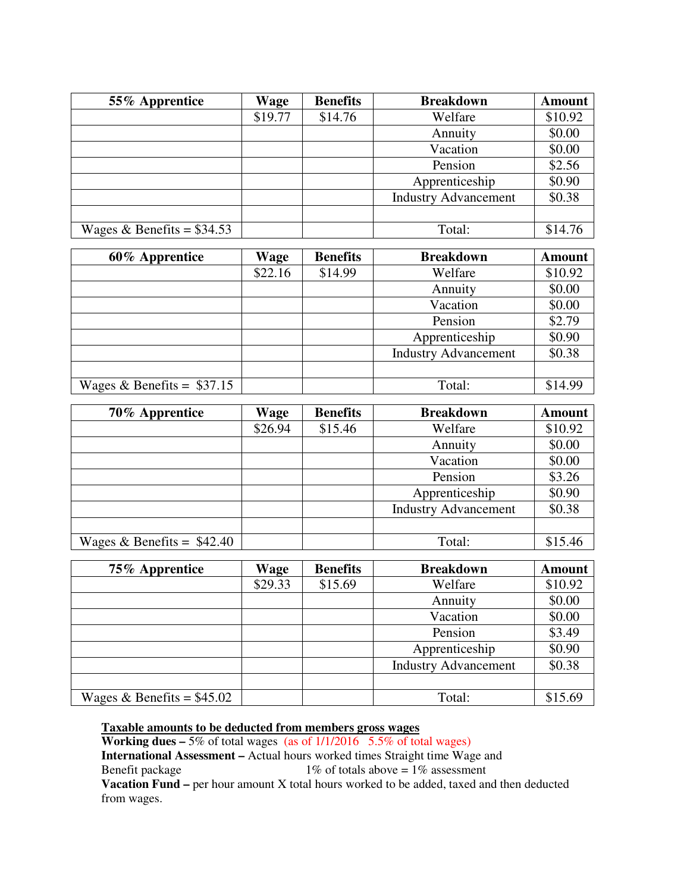| 55% Apprentice | Wage | Benefits | Breakdown | Amount |
|---|---|---|---|---|
| | $19.77 | $14.76 | Welfare | $10.92 |
| | | | Annuity | $0.00 |
| | | | Vacation | $0.00 |
| | | | Pension | $2.56 |
| | | | Apprenticeship | $0.90 |
| | | | Industry Advancement | $0.38 |
| | | | | |
| Wages & Benefits = $34.53 | | | Total: | $14.76 |

| 60% Apprentice | Wage | Benefits | Breakdown | Amount |
|---|---|---|---|---|
| | $22.16 | $14.99 | Welfare | $10.92 |
| | | | Annuity | $0.00 |
| | | | Vacation | $0.00 |
| | | | Pension | $2.79 |
| | | | Apprenticeship | $0.90 |
| | | | Industry Advancement | $0.38 |
| | | | | |
| Wages & Benefits = $37.15 | | | Total: | $14.99 |

| 70% Apprentice | Wage | Benefits | Breakdown | Amount |
|---|---|---|---|---|
| | $26.94 | $15.46 | Welfare | $10.92 |
| | | | Annuity | $0.00 |
| | | | Vacation | $0.00 |
| | | | Pension | $3.26 |
| | | | Apprenticeship | $0.90 |
| | | | Industry Advancement | $0.38 |
| | | | | |
| Wages & Benefits = $42.40 | | | Total: | $15.46 |

| 75% Apprentice | Wage | Benefits | Breakdown | Amount |
|---|---|---|---|---|
| | $29.33 | $15.69 | Welfare | $10.92 |
| | | | Annuity | $0.00 |
| | | | Vacation | $0.00 |
| | | | Pension | $3.49 |
| | | | Apprenticeship | $0.90 |
| | | | Industry Advancement | $0.38 |
| | | | | |
| Wages & Benefits = $45.02 | | | Total: | $15.69 |

**Taxable amounts to be deducted from members gross wages**

**Working dues –** 5% of total wages (as of 1/1/2016 5.5% of total wages)

**International Assessment –** Actual hours worked times Straight time Wage and Benefit package 1% of totals above = 1% assessment

**Vacation Fund –** per hour amount X total hours worked to be added, taxed and then deducted from wages.